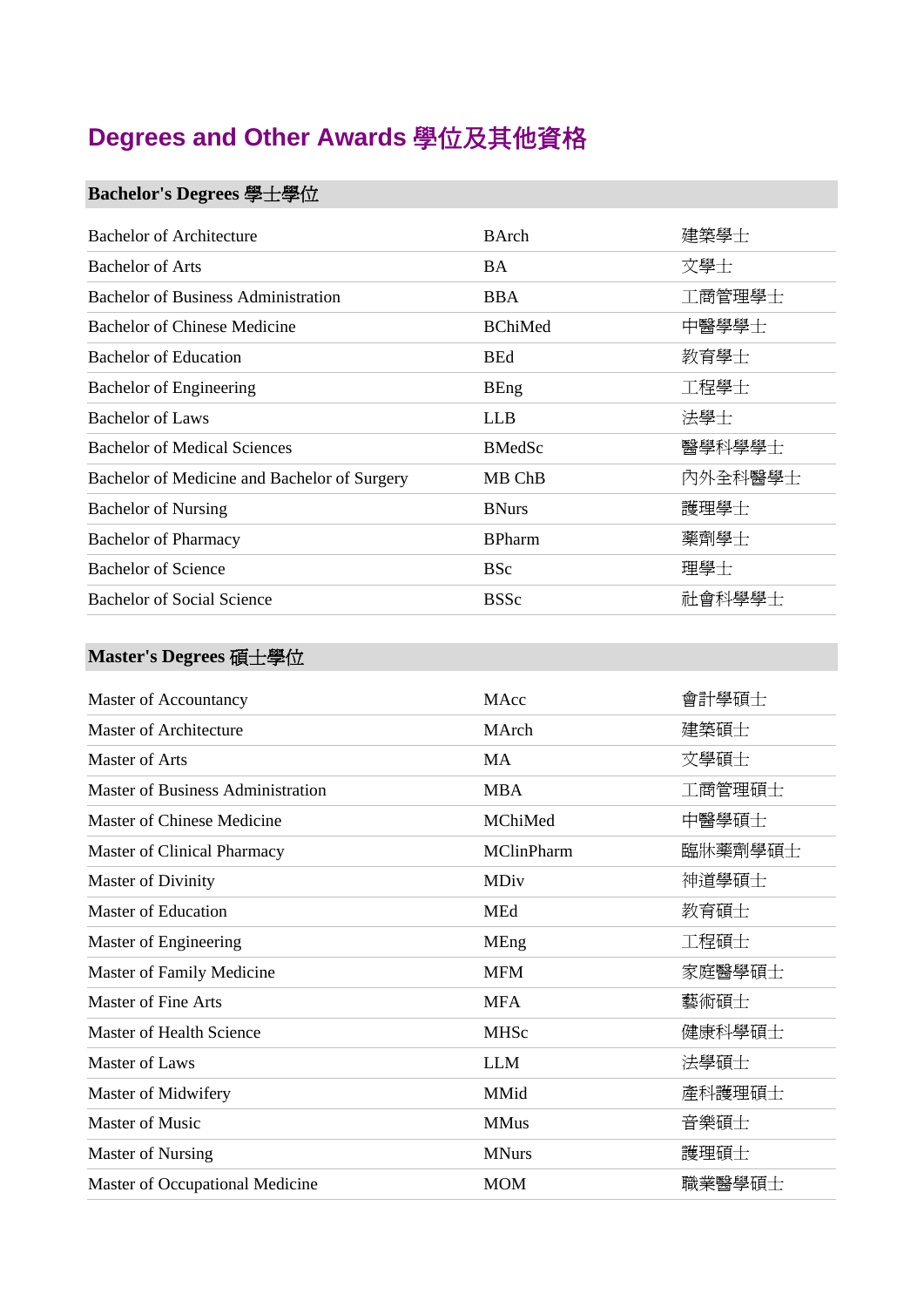# Degrees and Other Awards 學位及其他資格

## Bachelor's Degrees 學士學位

| | | |
|---|---|---|
| Bachelor of Architecture | BArch | 建築學士 |
| Bachelor of Arts | BA | 文學士 |
| Bachelor of Business Administration | BBA | 工商管理學士 |
| Bachelor of Chinese Medicine | BChiMed | 中醫學學士 |
| Bachelor of Education | BEd | 教育學士 |
| Bachelor of Engineering | BEng | 工程學士 |
| Bachelor of Laws | LLB | 法學士 |
| Bachelor of Medical Sciences | BMedSc | 醫學科學學士 |
| Bachelor of Medicine and Bachelor of Surgery | MB ChB | 內外全科醫學士 |
| Bachelor of Nursing | BNurs | 護理學士 |
| Bachelor of Pharmacy | BPharm | 藥劑學士 |
| Bachelor of Science | BSc | 理學士 |
| Bachelor of Social Science | BSSc | 社會科學學士 |

## Master's Degrees 碩士學位

| | | |
|---|---|---|
| Master of Accountancy | MAcc | 會計學碩士 |
| Master of Architecture | MArch | 建築碩士 |
| Master of Arts | MA | 文學碩士 |
| Master of Business Administration | MBA | 工商管理碩士 |
| Master of Chinese Medicine | MChiMed | 中醫學碩士 |
| Master of Clinical Pharmacy | MClinPharm | 臨床藥劑學碩士 |
| Master of Divinity | MDiv | 神道學碩士 |
| Master of Education | MEd | 教育碩士 |
| Master of Engineering | MEng | 工程碩士 |
| Master of Family Medicine | MFM | 家庭醫學碩士 |
| Master of Fine Arts | MFA | 藝術碩士 |
| Master of Health Science | MHSc | 健康科學碩士 |
| Master of Laws | LLM | 法學碩士 |
| Master of Midwifery | MMid | 產科護理碩士 |
| Master of Music | MMus | 音樂碩士 |
| Master of Nursing | MNurs | 護理碩士 |
| Master of Occupational Medicine | MOM | 職業醫學碩士 |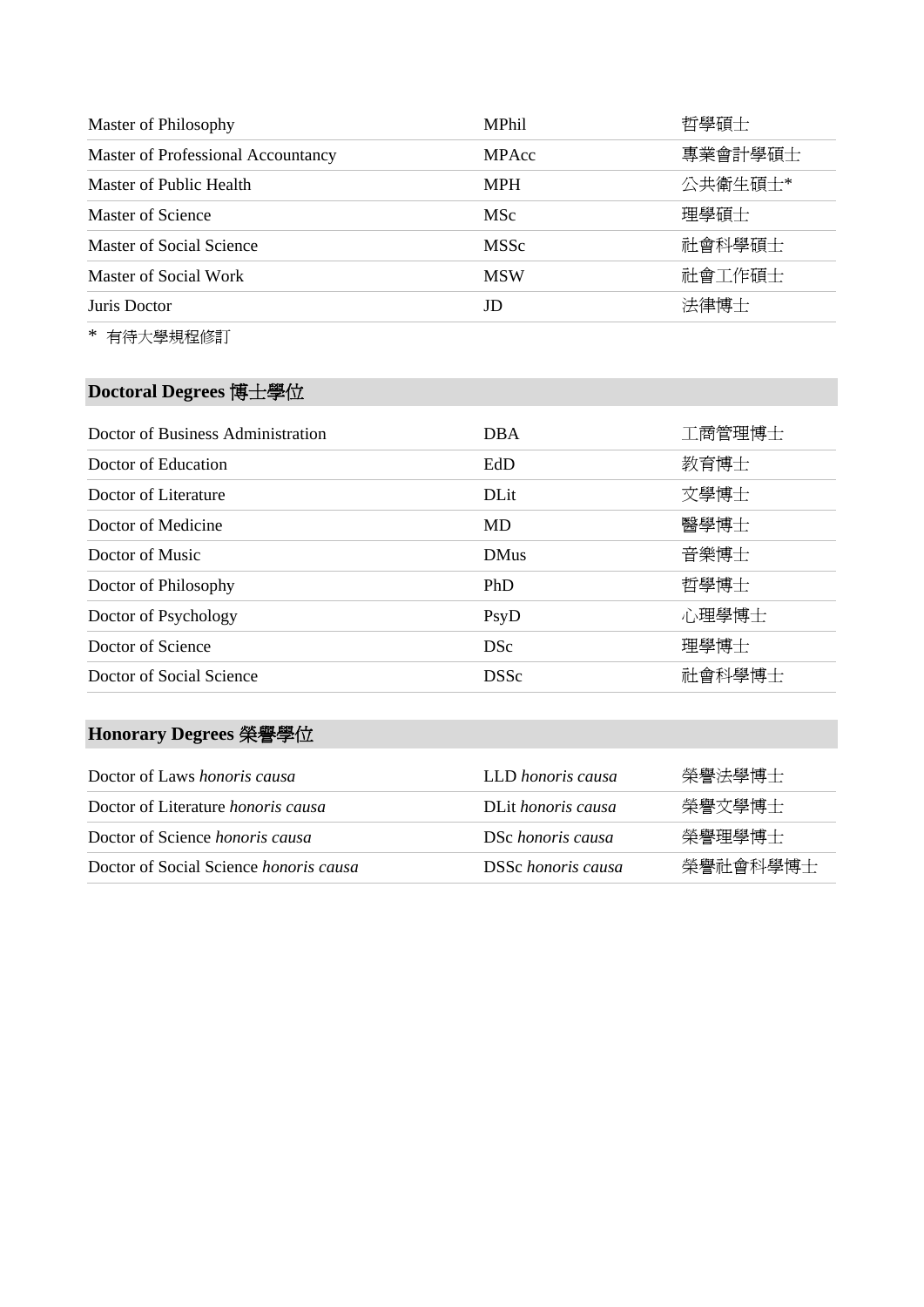| | | |
|---|---|---|
| Master of Philosophy | MPhil | 哲學碩士 |
| Master of Professional Accountancy | MPAcc | 專業會計學碩士 |
| Master of Public Health | MPH | 公共衛生碩士* |
| Master of Science | MSc | 理學碩士 |
| Master of Social Science | MSSc | 社會科學碩士 |
| Master of Social Work | MSW | 社會工作碩士 |
| Juris Doctor | JD | 法律博士 |

* 有待大學規程修訂

## **Doctoral Degrees** 博士學位

| | | |
|---|---|---|
| Doctor of Business Administration | DBA | 工商管理博士 |
| Doctor of Education | EdD | 教育博士 |
| Doctor of Literature | DLit | 文學博士 |
| Doctor of Medicine | MD | 醫學博士 |
| Doctor of Music | DMus | 音樂博士 |
| Doctor of Philosophy | PhD | 哲學博士 |
| Doctor of Psychology | PsyD | 心理學博士 |
| Doctor of Science | DSc | 理學博士 |
| Doctor of Social Science | DSSc | 社會科學博士 |

## **Honorary Degrees** 榮譽學位

| | | |
|---|---|---|
| Doctor of Laws *honoris causa* | LLD *honoris causa* | 榮譽法學博士 |
| Doctor of Literature *honoris causa* | DLit *honoris causa* | 榮譽文學博士 |
| Doctor of Science *honoris causa* | DSc *honoris causa* | 榮譽理學博士 |
| Doctor of Social Science *honoris causa* | DSSc *honoris causa* | 榮譽社會科學博士 |